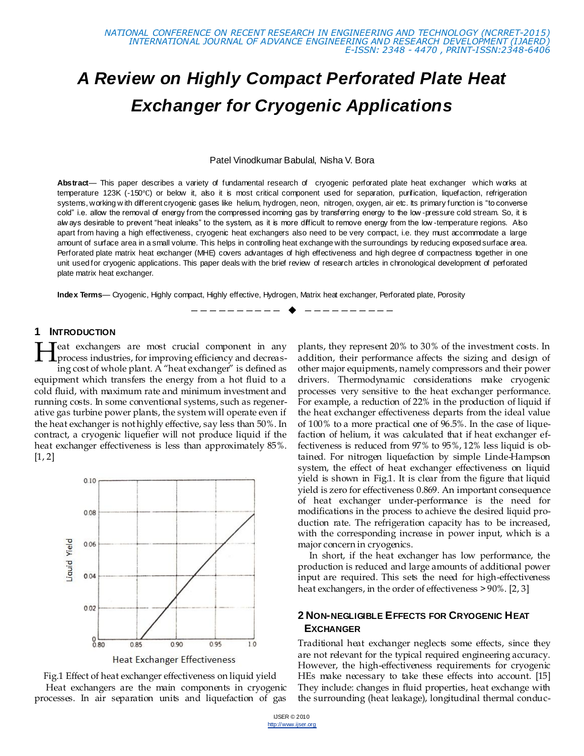# A Review on Highly Compact Perforated Plate Heat Exchanger for Cryogenic Applications

Patel Vinodkumar Babulal, Nisha V. Bora

**Abstract**— This paper describes a variety of fundamental research of cryogenic perforated plate heat exchanger which works at temperature 123K (-150°C) or below it, also it is most critical component used for separation, purification, liquefaction, refrigeration systems, working with different cryogenic gases like helium, hydrogen, neon, nitrogen, oxygen, air etc. Its primary function is "to converse cold" i.e. allow the removal of energy from the compressed incoming gas by transferring energy to the low-pressure cold stream. So, it is always desirable to prevent "heat inleaks" to the system, as it is more difficult to remove energy from the low-temperature regions. Also apart from having a high effectiveness, cryogenic heat exchangers also need to be very compact, i.e. they must accommodate a large amount of surface area in a small volume. This helps in controlling heat exchange with the surroundings by reducing exposed surface area. Perforated plate matrix heat exchanger (MHE) covers advantages of high effectiveness and high degree of compactness together in one unit used for cryogenic applications. This paper deals with the brief review of research articles in chronological development of perforated plate matrix heat exchanger.

**Index Terms**— Cryogenic, Highly compact, Highly effective, Hydrogen, Matrix heat exchanger, Perforated plate, Porosity

## 1 Introduction

Heat exchangers are most crucial component in any process industries, for improving efficiency and decreasing cost of whole plant. A "heat exchanger" is defined as equipment which transfers the energy from a hot fluid to a cold fluid, with maximum rate and minimum investment and running costs. In some conventional systems, such as regenerative gas turbine power plants, the system will operate even if the heat exchanger is not highly effective, say less than 50%. In contract, a cryogenic liquefier will not produce liquid if the heat exchanger effectiveness is less than approximately 85%. [1, 2]

Fig.1 Effect of heat exchanger effectiveness on liquid yield

Heat exchangers are the main components in cryogenic processes. In air separation units and liquefaction of gas plants, they represent 20% to 30% of the investment costs. In addition, their performance affects the sizing and design of other major equipments, namely compressors and their power drivers. Thermodynamic considerations make cryogenic processes very sensitive to the heat exchanger performance. For example, a reduction of 22% in the production of liquid if the heat exchanger effectiveness departs from the ideal value of 100% to a more practical one of 96.5%. In the case of liquefaction of helium, it was calculated that if heat exchanger effectiveness is reduced from 97% to 95%, 12% less liquid is obtained. For nitrogen liquefaction by simple Linde-Hampson system, the effect of heat exchanger effectiveness on liquid yield is shown in Fig.1. It is clear from the figure that liquid yield is zero for effectiveness 0.869. An important consequence of heat exchanger under-performance is the need for modifications in the process to achieve the desired liquid production rate. The refrigeration capacity has to be increased, with the corresponding increase in power input, which is a major concern in cryogenics.

In short, if the heat exchanger has low performance, the production is reduced and large amounts of additional power input are required. This sets the need for high-effectiveness heat exchangers, in the order of effectiveness >90%. [2, 3]

## 2 Non-negligible Effects for Cryogenic Heat Exchanger

Traditional heat exchanger neglects some effects, since they are not relevant for the typical required engineering accuracy. However, the high-effectiveness requirements for cryogenic HEs make necessary to take these effects into account. [15] They include: changes in fluid properties, heat exchange with the surrounding (heat leakage), longitudinal thermal conduc-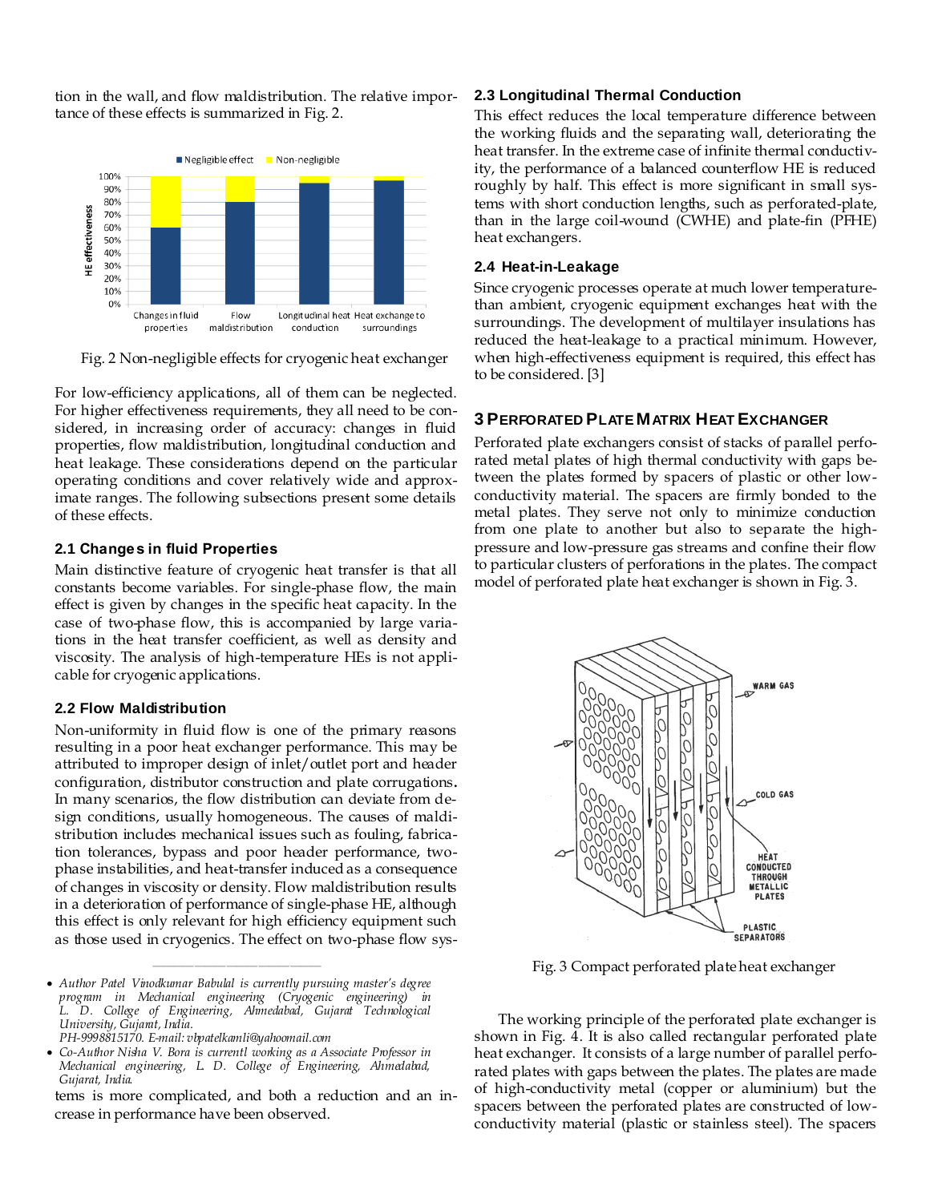tion in the wall, and flow maldistribution. The relative importance of these effects is summarized in Fig. 2.

Fig. 2 Non-negligible effects for cryogenic heat exchanger

For low-efficiency applications, all of them can be neglected. For higher effectiveness requirements, they all need to be considered, in increasing order of accuracy: changes in fluid properties, flow maldistribution, longitudinal conduction and heat leakage. These considerations depend on the particular operating conditions and cover relatively wide and approximate ranges. The following subsections present some details of these effects.

### 2.1 Changes in fluid Properties

Main distinctive feature of cryogenic heat transfer is that all constants become variables. For single-phase flow, the main effect is given by changes in the specific heat capacity. In the case of two-phase flow, this is accompanied by large variations in the heat transfer coefficient, as well as density and viscosity. The analysis of high-temperature HEs is not applicable for cryogenic applications.

### 2.2 Flow Maldistribution

Non-uniformity in fluid flow is one of the primary reasons resulting in a poor heat exchanger performance. This may be attributed to improper design of inlet/outlet port and header configuration, distributor construction and plate corrugations. In many scenarios, the flow distribution can deviate from design conditions, usually homogeneous. The causes of maldistribution includes mechanical issues such as fouling, fabrication tolerances, bypass and poor header performance, two-phase instabilities, and heat-transfer induced as a consequence of changes in viscosity or density. Flow maldistribution results in a deterioration of performance of single-phase HE, although this effect is only relevant for high efficiency equipment such as those used in cryogenics. The effect on two-phase flow systems is more complicated, and both a reduction and an increase in performance have been observed.

### 2.3 Longitudinal Thermal Conduction

This effect reduces the local temperature difference between the working fluids and the separating wall, deteriorating the heat transfer. In the extreme case of infinite thermal conductivity, the performance of a balanced counterflow HE is reduced roughly by half. This effect is more significant in small systems with short conduction lengths, such as perforated-plate, than in the large coil-wound (CWHE) and plate-fin (PFHE) heat exchangers.

### 2.4 Heat-in-Leakage

Since cryogenic processes operate at much lower temperature than ambient, cryogenic equipment exchanges heat with the surroundings. The development of multilayer insulations has reduced the heat-leakage to a practical minimum. However, when high-effectiveness equipment is required, this effect has to be considered. [3]

## 3 Perforated Plate Matrix Heat Exchanger

Perforated plate exchangers consist of stacks of parallel perforated metal plates of high thermal conductivity with gaps between the plates formed by spacers of plastic or other low-conductivity material. The spacers are firmly bonded to the metal plates. They serve not only to minimize conduction from one plate to another but also to separate the high-pressure and low-pressure gas streams and confine their flow to particular clusters of perforations in the plates. The compact model of perforated plate heat exchanger is shown in Fig. 3.

Fig. 3 Compact perforated plate heat exchanger

The working principle of the perforated plate exchanger is shown in Fig. 4. It is also called rectangular perforated plate heat exchanger. It consists of a large number of parallel perforated plates with gaps between the plates. The plates are made of high-conductivity metal (copper or aluminium) but the spacers between the perforated plates are constructed of low-conductivity material (plastic or stainless steel). The spacers

---

- *Author Patel Vinodkumar Babulal is currently pursuing master's degree progmm in Mechanical engineering (Cryogenic engineering) in L. D. College of Engineering, Ahmedabad, Gujarat Technological University, Gujarat, India. PH-9998815170. E-mail: vbpatelkamli@yahoomail.com*
- *Co-Author Nisha V. Bora is currentl working as a Associate Professor in Mechanical engineering, L. D. College of Engineering, Ahmedabad, Gujarat, India.*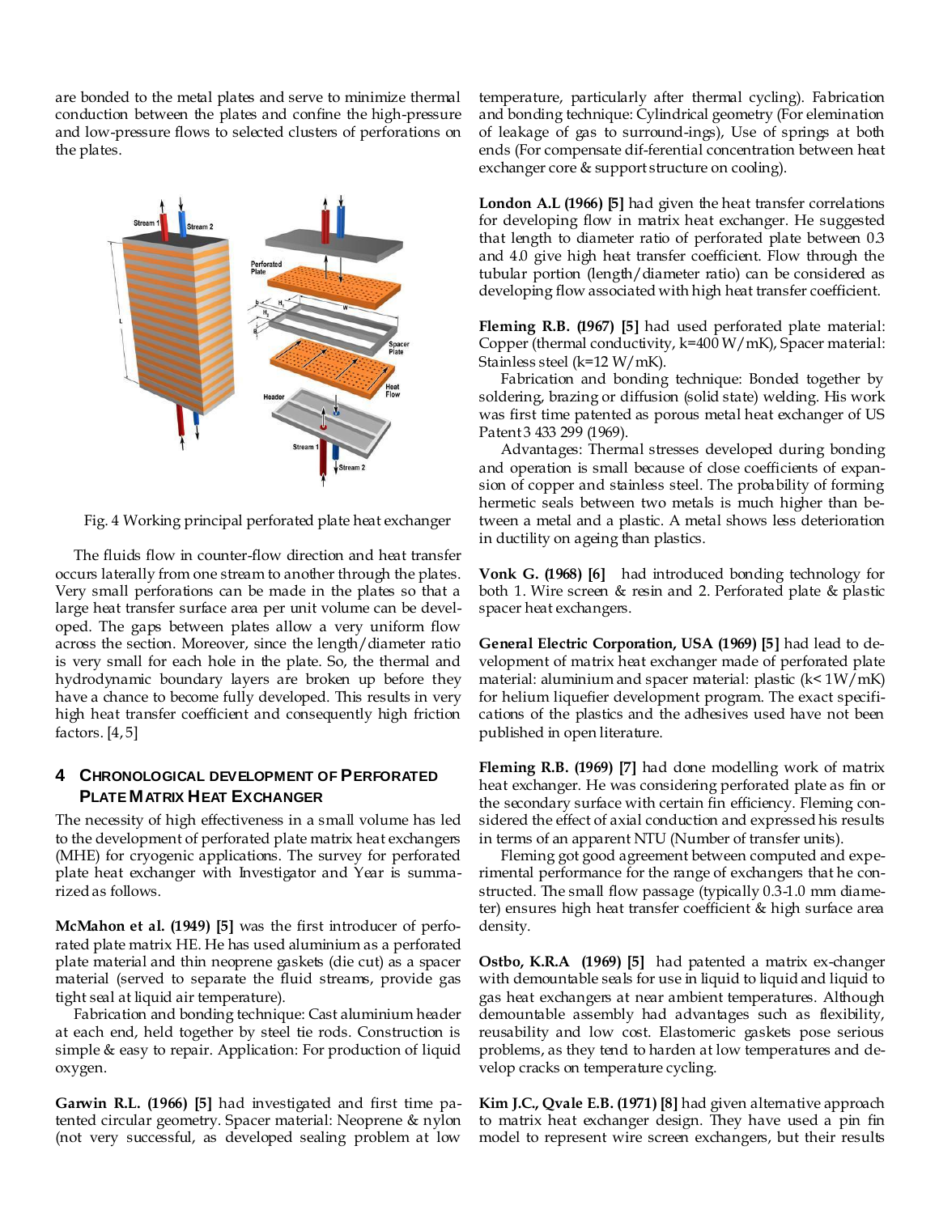are bonded to the metal plates and serve to minimize thermal conduction between the plates and confine the high-pressure and low-pressure flows to selected clusters of perforations on the plates.

Fig. 4 Working principal perforated plate heat exchanger

The fluids flow in counter-flow direction and heat transfer occurs laterally from one stream to another through the plates. Very small perforations can be made in the plates so that a large heat transfer surface area per unit volume can be developed. The gaps between plates allow a very uniform flow across the section. Moreover, since the length/diameter ratio is very small for each hole in the plate. So, the thermal and hydrodynamic boundary layers are broken up before they have a chance to become fully developed. This results in very high heat transfer coefficient and consequently high friction factors. [4, 5]

## 4 Chronological development of Perforated Plate Matrix Heat Exchanger

The necessity of high effectiveness in a small volume has led to the development of perforated plate matrix heat exchangers (MHE) for cryogenic applications. The survey for perforated plate heat exchanger with Investigator and Year is summarized as follows.

**McMahon et al. (1949) [5]** was the first introducer of perforated plate matrix HE. He has used aluminium as a perforated plate material and thin neoprene gaskets (die cut) as a spacer material (served to separate the fluid streams, provide gas tight seal at liquid air temperature).

Fabrication and bonding technique: Cast aluminium header at each end, held together by steel tie rods. Construction is simple & easy to repair. Application: For production of liquid oxygen.

**Garwin R.L. (1966) [5]** had investigated and first time patented circular geometry. Spacer material: Neoprene & nylon (not very successful, as developed sealing problem at low temperature, particularly after thermal cycling). Fabrication and bonding technique: Cylindrical geometry (For elemination of leakage of gas to surround-ings), Use of springs at both ends (For compensate dif-ferential concentration between heat exchanger core & support structure on cooling).

**London A.L (1966) [5]** had given the heat transfer correlations for developing flow in matrix heat exchanger. He suggested that length to diameter ratio of perforated plate between 0.3 and 4.0 give high heat transfer coefficient. Flow through the tubular portion (length/diameter ratio) can be considered as developing flow associated with high heat transfer coefficient.

**Fleming R.B. (1967) [5]** had used perforated plate material: Copper (thermal conductivity, k=400 W/mK), Spacer material: Stainless steel (k=12 W/mK).

Fabrication and bonding technique: Bonded together by soldering, brazing or diffusion (solid state) welding. His work was first time patented as porous metal heat exchanger of US Patent 3 433 299 (1969).

Advantages: Thermal stresses developed during bonding and operation is small because of close coefficients of expansion of copper and stainless steel. The probability of forming hermetic seals between two metals is much higher than between a metal and a plastic. A metal shows less deterioration in ductility on ageing than plastics.

**Vonk G. (1968) [6]** had introduced bonding technology for both 1. Wire screen & resin and 2. Perforated plate & plastic spacer heat exchangers.

**General Electric Corporation, USA (1969) [5]** had lead to development of matrix heat exchanger made of perforated plate material: aluminium and spacer material: plastic (k< 1W/mK) for helium liquefier development program. The exact specifications of the plastics and the adhesives used have not been published in open literature.

**Fleming R.B. (1969) [7]** had done modelling work of matrix heat exchanger. He was considering perforated plate as fin or the secondary surface with certain fin efficiency. Fleming considered the effect of axial conduction and expressed his results in terms of an apparent NTU (Number of transfer units).

Fleming got good agreement between computed and experimental performance for the range of exchangers that he constructed. The small flow passage (typically 0.3-1.0 mm diameter) ensures high heat transfer coefficient & high surface area density.

**Ostbo, K.R.A (1969) [5]** had patented a matrix ex-changer with demountable seals for use in liquid to liquid and liquid to gas heat exchangers at near ambient temperatures. Although demountable assembly had advantages such as flexibility, reusability and low cost. Elastomeric gaskets pose serious problems, as they tend to harden at low temperatures and develop cracks on temperature cycling.

**Kim J.C., Qvale E.B. (1971) [8]** had given alternative approach to matrix heat exchanger design. They have used a pin fin model to represent wire screen exchangers, but their results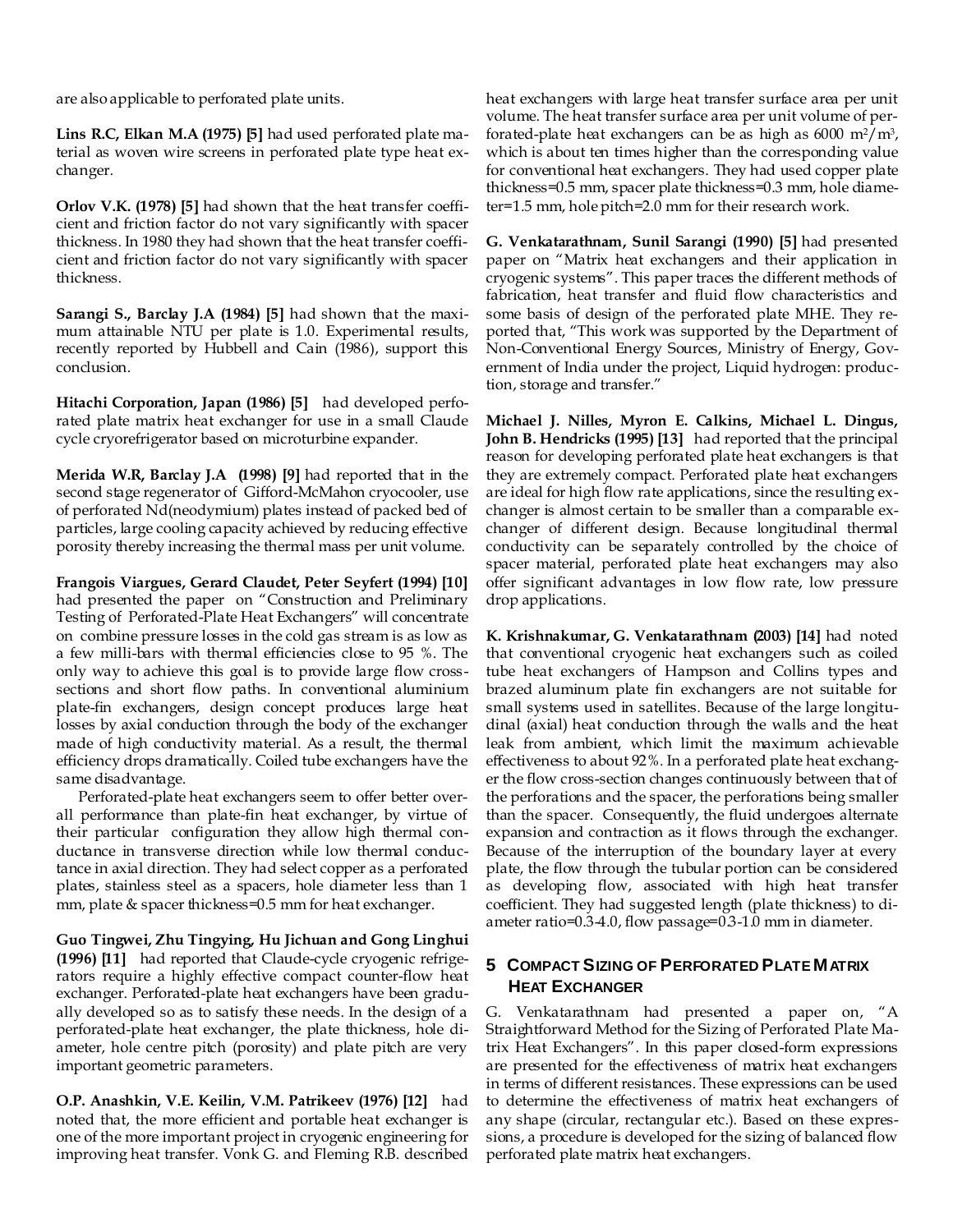are also applicable to perforated plate units.

**Lins R.C, Elkan M.A (1975) [5]** had used perforated plate material as woven wire screens in perforated plate type heat exchanger.

**Orlov V.K. (1978) [5]** had shown that the heat transfer coefficient and friction factor do not vary significantly with spacer thickness. In 1980 they had shown that the heat transfer coefficient and friction factor do not vary significantly with spacer thickness.

**Sarangi S., Barclay J.A (1984) [5]** had shown that the maximum attainable NTU per plate is 1.0. Experimental results, recently reported by Hubbell and Cain (1986), support this conclusion.

**Hitachi Corporation, Japan (1986) [5]** had developed perforated plate matrix heat exchanger for use in a small Claude cycle cryorefrigerator based on microturbine expander.

**Merida W.R, Barclay J.A (1998) [9]** had reported that in the second stage regenerator of Gifford-McMahon cryocooler, use of perforated Nd(neodymium) plates instead of packed bed of particles, large cooling capacity achieved by reducing effective porosity thereby increasing the thermal mass per unit volume.

**Frangois Viargues, Gerard Claudet, Peter Seyfert (1994) [10]** had presented the paper on "Construction and Preliminary Testing of Perforated-Plate Heat Exchangers" will concentrate on combine pressure losses in the cold gas stream is as low as a few milli-bars with thermal efficiencies close to 95 %. The only way to achieve this goal is to provide large flow cross-sections and short flow paths. In conventional aluminium plate-fin exchangers, design concept produces large heat losses by axial conduction through the body of the exchanger made of high conductivity material. As a result, the thermal efficiency drops dramatically. Coiled tube exchangers have the same disadvantage.

Perforated-plate heat exchangers seem to offer better overall performance than plate-fin heat exchanger, by virtue of their particular configuration they allow high thermal conductance in transverse direction while low thermal conductance in axial direction. They had select copper as a perforated plates, stainless steel as a spacers, hole diameter less than 1 mm, plate & spacer thickness=0.5 mm for heat exchanger.

**Guo Tingwei, Zhu Tingying, Hu Jichuan and Gong Linghui (1996) [11]** had reported that Claude-cycle cryogenic refrigerators require a highly effective compact counter-flow heat exchanger. Perforated-plate heat exchangers have been gradually developed so as to satisfy these needs. In the design of a perforated-plate heat exchanger, the plate thickness, hole diameter, hole centre pitch (porosity) and plate pitch are very important geometric parameters.

**O.P. Anashkin, V.E. Keilin, V.M. Patrikeev (1976) [12]** had noted that, the more efficient and portable heat exchanger is one of the more important project in cryogenic engineering for improving heat transfer. Vonk G. and Fleming R.B. described heat exchangers with large heat transfer surface area per unit volume. The heat transfer surface area per unit volume of perforated-plate heat exchangers can be as high as 6000 $m^2/m^3$, which is about ten times higher than the corresponding value for conventional heat exchangers. They had used copper plate thickness=0.5 mm, spacer plate thickness=0.3 mm, hole diameter=1.5 mm, hole pitch=2.0 mm for their research work.

**G. Venkatarathnam, Sunil Sarangi (1990) [5]** had presented paper on "Matrix heat exchangers and their application in cryogenic systems". This paper traces the different methods of fabrication, heat transfer and fluid flow characteristics and some basis of design of the perforated plate MHE. They reported that, "This work was supported by the Department of Non-Conventional Energy Sources, Ministry of Energy, Government of India under the project, Liquid hydrogen: production, storage and transfer."

**Michael J. Nilles, Myron E. Calkins, Michael L. Dingus, John B. Hendricks (1995) [13]** had reported that the principal reason for developing perforated plate heat exchangers is that they are extremely compact. Perforated plate heat exchangers are ideal for high flow rate applications, since the resulting exchanger is almost certain to be smaller than a comparable exchanger of different design. Because longitudinal thermal conductivity can be separately controlled by the choice of spacer material, perforated plate heat exchangers may also offer significant advantages in low flow rate, low pressure drop applications.

**K. Krishnakumar, G. Venkatarathnam (2003) [14]** had noted that conventional cryogenic heat exchangers such as coiled tube heat exchangers of Hampson and Collins types and brazed aluminum plate fin exchangers are not suitable for small systems used in satellites. Because of the large longitudinal (axial) heat conduction through the walls and the heat leak from ambient, which limit the maximum achievable effectiveness to about 92%. In a perforated plate heat exchanger the flow cross-section changes continuously between that of the perforations and the spacer, the perforations being smaller than the spacer. Consequently, the fluid undergoes alternate expansion and contraction as it flows through the exchanger. Because of the interruption of the boundary layer at every plate, the flow through the tubular portion can be considered as developing flow, associated with high heat transfer coefficient. They had suggested length (plate thickness) to diameter ratio=0.3-4.0, flow passage=0.3-1.0 mm in diameter.

## 5 Compact Sizing of Perforated Plate Matrix Heat Exchanger

G. Venkatarathnam had presented a paper on, "A Straightforward Method for the Sizing of Perforated Plate Matrix Heat Exchangers". In this paper closed-form expressions are presented for the effectiveness of matrix heat exchangers in terms of different resistances. These expressions can be used to determine the effectiveness of matrix heat exchangers of any shape (circular, rectangular etc.). Based on these expressions, a procedure is developed for the sizing of balanced flow perforated plate matrix heat exchangers.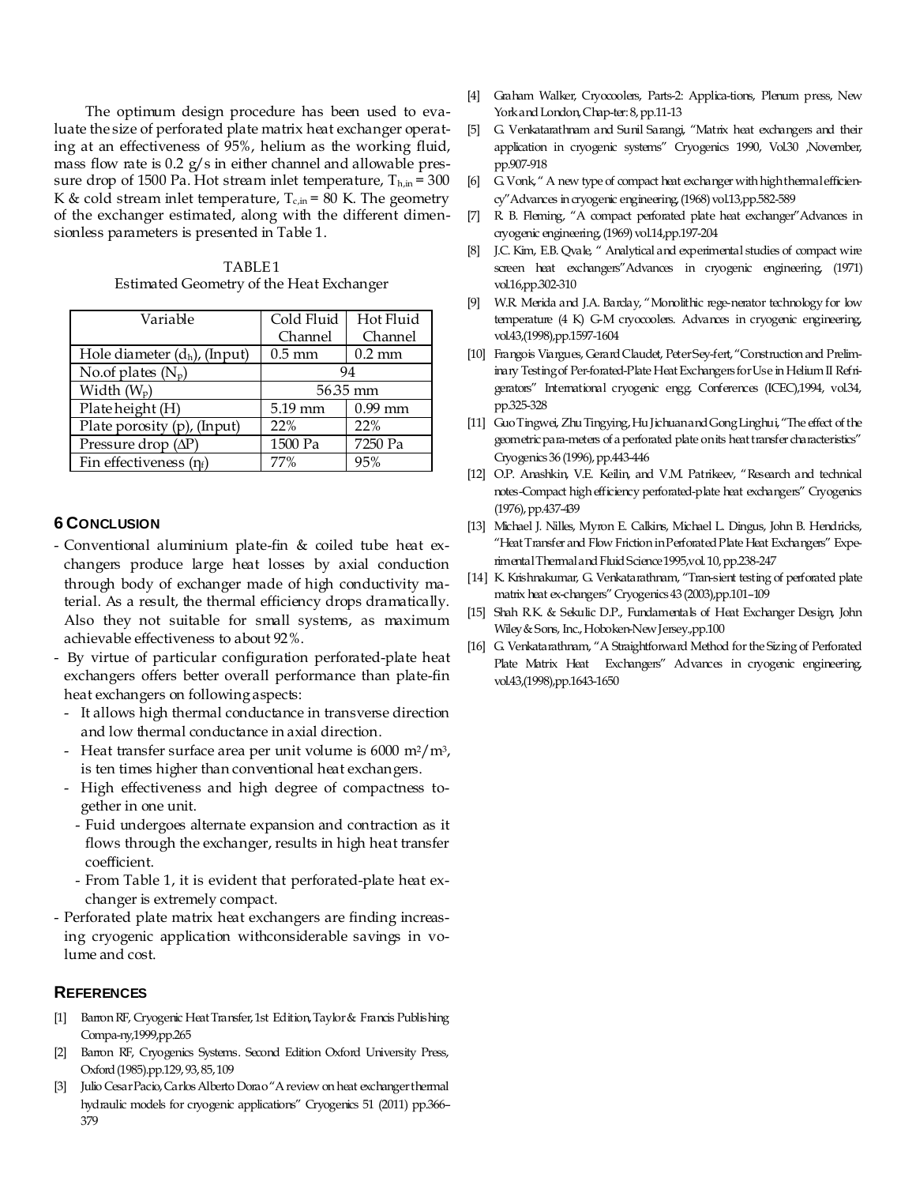The optimum design procedure has been used to evaluate the size of perforated plate matrix heat exchanger operating at an effectiveness of 95%, helium as the working fluid, mass flow rate is 0.2 g/s in either channel and allowable pressure drop of 1500 Pa. Hot stream inlet temperature, $T_{h,in}$ = 300 K & cold stream inlet temperature, $T_{c,in}$ = 80 K. The geometry of the exchanger estimated, along with the different dimensionless parameters is presented in Table 1.

TABLE 1
Estimated Geometry of the Heat Exchanger

| Variable | Cold Fluid Channel | Hot Fluid Channel |
|---|---|---|
| Hole diameter ($d_h$), (Input) | 0.5 mm | 0.2 mm |
| No.of plates ($N_p$) | 94 | |
| Width ($W_p$) | 56.35 mm | |
| Plate height (H) | 5.19 mm | 0.99 mm |
| Plate porosity (p), (Input) | 22% | 22% |
| Pressure drop ($\Delta P$) | 1500 Pa | 7250 Pa |
| Fin effectiveness ($\eta_f$) | 77% | 95% |

## 6 Conclusion

- Conventional aluminium plate-fin & coiled tube heat exchangers produce large heat losses by axial conduction through body of exchanger made of high conductivity material. As a result, the thermal efficiency drops dramatically. Also they not suitable for small systems, as maximum achievable effectiveness to about 92%.
- By virtue of particular configuration perforated-plate heat exchangers offers better overall performance than plate-fin heat exchangers on following aspects:
  - It allows high thermal conductance in transverse direction and low thermal conductance in axial direction.
  - Heat transfer surface area per unit volume is 6000 $m^2/m^3$, is ten times higher than conventional heat exchangers.
  - High effectiveness and high degree of compactness together in one unit.
  - Fuid undergoes alternate expansion and contraction as it flows through the exchanger, results in high heat transfer coefficient.
  - From Table 1, it is evident that perforated-plate heat exchanger is extremely compact.
- Perforated plate matrix heat exchangers are finding increasing cryogenic application withconsiderable savings in volume and cost.

## References

[1] Barron RF, Cryogenic Heat Transfer, 1st Edition, Taylor & Francis Publishing Compa-ny,1999,pp.265

[2] Barron RF, Cryogenics Systems. Second Edition Oxford University Press, Oxford (1985).pp.129, 93, 85, 109

[3] Julio Cesar Pacio, Carlos Alberto Dorao "A review on heat exchanger thermal hydraulic models for cryogenic applications" Cryogenics 51 (2011) pp.366–379

[4] Graham Walker, Cryocoolers, Parts-2: Applica-tions, Plenum press, New York and London, Chap-ter: 8, pp.11-13

[5] G. Venkatarathnam and Sunil Sarangi, "Matrix heat exchangers and their application in cryogenic systems" Cryogenics 1990, Vol.30 ,November, pp.907-918

[6] G. Vonk, " A new type of compact heat exchanger with high thermal efficiency"Advances in cryogenic engineering, (1968) vol.13,pp.582-589

[7] R. B. Fleming, "A compact perforated plate heat exchanger"Advances in cryogenic engineering, (1969) vol.14,pp.197-204

[8] J.C. Kim, E.B. Qvale, " Analytical and experimental studies of compact wire screen heat exchangers"Advances in cryogenic engineering, (1971) vol.16,pp.302-310

[9] W.R. Merida and J.A. Barclay, "Monolithic rege-nerator technology for low temperature (4 K) G-M cryocoolers. Advances in cryogenic engineering, vol.43,(1998),pp.1597-1604

[10] Frangois Viargues, Gerard Claudet, Peter Sey-fert, "Construction and Preliminary Testing of Per-forated-Plate Heat Exchangers for Use in Helium II Refrigerators" International cryogenic engg. Conferences (ICEC),1994, vol.34, pp.325-328

[11] Guo Tingwei, Zhu Tingying, Hu Jichuan and Gong Linghui, "The effect of the geometric para-meters of a perforated plate on its heat transfer characteristics" Cryogenics 36 (1996), pp.443-446

[12] O.P. Anashkin, V.E. Keilin, and V.M. Patrikeev, "Research and technical notes-Compact high efficiency perforated-plate heat exchangers" Cryogenics (1976), pp.437-439

[13] Michael J. Nilles, Myron E. Calkins, Michael L. Dingus, John B. Hendricks, "Heat Transfer and Flow Friction in Perforated Plate Heat Exchangers" Experimental Thermal and Fluid Science 1995,vol. 10, pp.238-247

[14] K. Krishnakumar, G. Venkatarathnam, "Tran-sient testing of perforated plate matrix heat ex-changers" Cryogenics 43 (2003),pp.101–109

[15] Shah R.K. & Sekulic D.P., Fundamentals of Heat Exchanger Design, John Wiley & Sons, Inc., Hoboken-New Jersey.,pp.100

[16] G. Venkatarathnam, "A Straightforward Method for the Sizing of Perforated Plate Matrix Heat Exchangers" Advances in cryogenic engineering, vol.43,(1998),pp.1643-1650